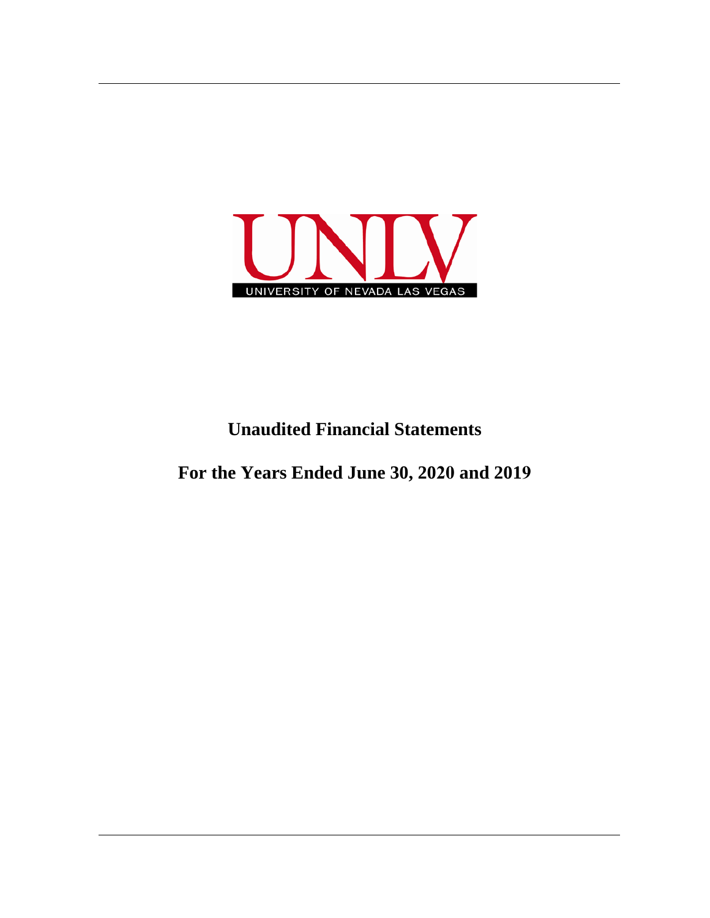UNLV

UNIVERSITY OF NEVADA LAS VEGAS

# Unaudited Financial Statements

# For the Years Ended June 30, 2020 and 2019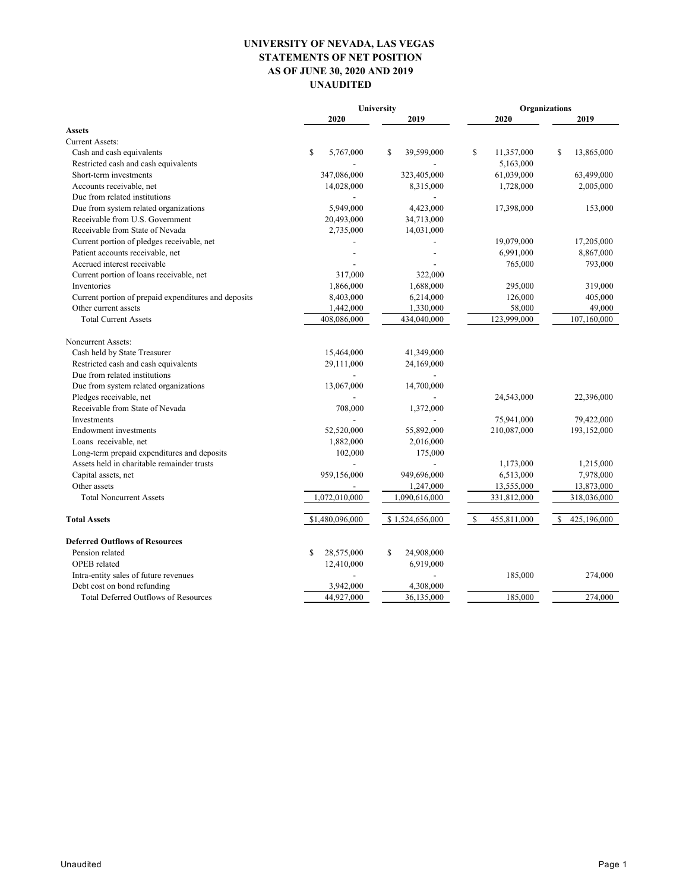# UNIVERSITY OF NEVADA, LAS VEGAS
## STATEMENTS OF NET POSITION
## AS OF JUNE 30, 2020 AND 2019
## UNAUDITED

| | University | | Organizations | |
|---|---|---|---|---|
| | 2020 | 2019 | 2020 | 2019 |
| **Assets** | | | | |
| Current Assets: | | | | |
| Cash and cash equivalents | $ 5,767,000 | $ 39,599,000 | $ 11,357,000 | $ 13,865,000 |
| Restricted cash and cash equivalents | - | - | 5,163,000 | |
| Short-term investments | 347,086,000 | 323,405,000 | 61,039,000 | 63,499,000 |
| Accounts receivable, net | 14,028,000 | 8,315,000 | 1,728,000 | 2,005,000 |
| Due from related institutions | - | - | | |
| Due from system related organizations | 5,949,000 | 4,423,000 | 17,398,000 | 153,000 |
| Receivable from U.S. Government | 20,493,000 | 34,713,000 | | |
| Receivable from State of Nevada | 2,735,000 | 14,031,000 | | |
| Current portion of pledges receivable, net | - | - | 19,079,000 | 17,205,000 |
| Patient accounts receivable, net | - | - | 6,991,000 | 8,867,000 |
| Accrued interest receivable | - | - | 765,000 | 793,000 |
| Current portion of loans receivable, net | 317,000 | 322,000 | | |
| Inventories | 1,866,000 | 1,688,000 | 295,000 | 319,000 |
| Current portion of prepaid expenditures and deposits | 8,403,000 | 6,214,000 | 126,000 | 405,000 |
| Other current assets | 1,442,000 | 1,330,000 | 58,000 | 49,000 |
| Total Current Assets | 408,086,000 | 434,040,000 | 123,999,000 | 107,160,000 |
| Noncurrent Assets: | | | | |
| Cash held by State Treasurer | 15,464,000 | 41,349,000 | | |
| Restricted cash and cash equivalents | 29,111,000 | 24,169,000 | | |
| Due from related institutions | - | - | | |
| Due from system related organizations | 13,067,000 | 14,700,000 | | |
| Pledges receivable, net | - | - | 24,543,000 | 22,396,000 |
| Receivable from State of Nevada | 708,000 | 1,372,000 | | |
| Investments | - | - | 75,941,000 | 79,422,000 |
| Endowment investments | 52,520,000 | 55,892,000 | 210,087,000 | 193,152,000 |
| Loans receivable, net | 1,882,000 | 2,016,000 | | |
| Long-term prepaid expenditures and deposits | 102,000 | 175,000 | | |
| Assets held in charitable remainder trusts | - | - | 1,173,000 | 1,215,000 |
| Capital assets, net | 959,156,000 | 949,696,000 | 6,513,000 | 7,978,000 |
| Other assets | - | 1,247,000 | 13,555,000 | 13,873,000 |
| Total Noncurrent Assets | 1,072,010,000 | 1,090,616,000 | 331,812,000 | 318,036,000 |
| **Total Assets** | $1,480,096,000 | $ 1,524,656,000 | $ 455,811,000 | $ 425,196,000 |
| **Deferred Outflows of Resources** | | | | |
| Pension related | $ 28,575,000 | $ 24,908,000 | | |
| OPEB related | 12,410,000 | 6,919,000 | | |
| Intra-entity sales of future revenues | - | - | 185,000 | 274,000 |
| Debt cost on bond refunding | 3,942,000 | 4,308,000 | | |
| Total Deferred Outflows of Resources | 44,927,000 | 36,135,000 | 185,000 | 274,000 |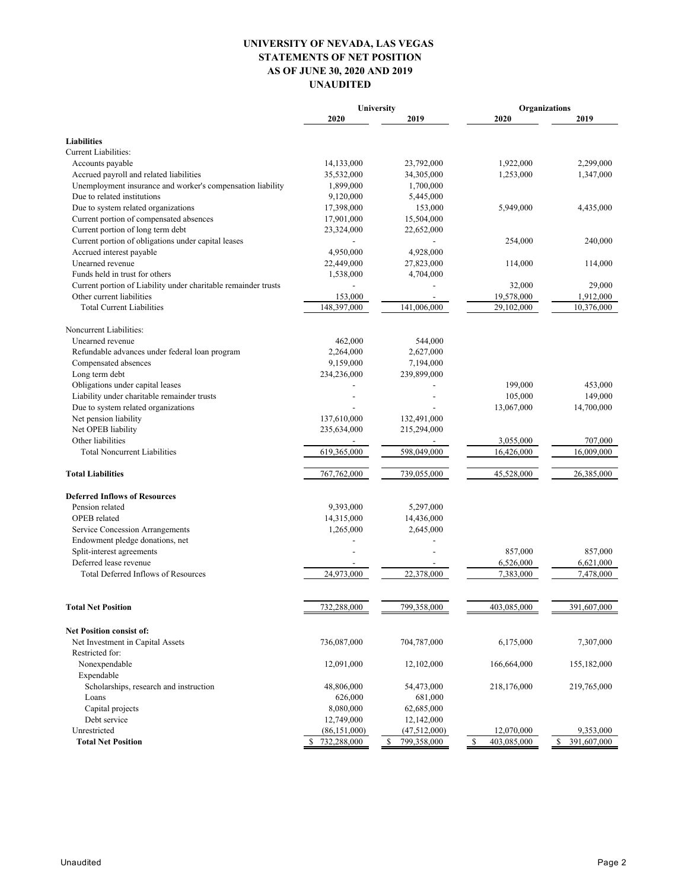# UNIVERSITY OF NEVADA, LAS VEGAS
## STATEMENTS OF NET POSITION
## AS OF JUNE 30, 2020 AND 2019
## UNAUDITED

| | University | | Organizations | |
|---|---|---|---|---|
| | 2020 | 2019 | 2020 | 2019 |
| **Liabilities** | | | | |
| Current Liabilities: | | | | |
| Accounts payable | 14,133,000 | 23,792,000 | 1,922,000 | 2,299,000 |
| Accrued payroll and related liabilities | 35,532,000 | 34,305,000 | 1,253,000 | 1,347,000 |
| Unemployment insurance and worker's compensation liability | 1,899,000 | 1,700,000 | | |
| Due to related institutions | 9,120,000 | 5,445,000 | | |
| Due to system related organizations | 17,398,000 | 153,000 | 5,949,000 | 4,435,000 |
| Current portion of compensated absences | 17,901,000 | 15,504,000 | | |
| Current portion of long term debt | 23,324,000 | 22,652,000 | | |
| Current portion of obligations under capital leases | - | - | 254,000 | 240,000 |
| Accrued interest payable | 4,950,000 | 4,928,000 | | |
| Unearned revenue | 22,449,000 | 27,823,000 | 114,000 | 114,000 |
| Funds held in trust for others | 1,538,000 | 4,704,000 | | |
| Current portion of Liability under charitable remainder trusts | - | - | 32,000 | 29,000 |
| Other current liabilities | 153,000 | - | 19,578,000 | 1,912,000 |
| Total Current Liabilities | 148,397,000 | 141,006,000 | 29,102,000 | 10,376,000 |
| Noncurrent Liabilities: | | | | |
| Unearned revenue | 462,000 | 544,000 | | |
| Refundable advances under federal loan program | 2,264,000 | 2,627,000 | | |
| Compensated absences | 9,159,000 | 7,194,000 | | |
| Long term debt | 234,236,000 | 239,899,000 | | |
| Obligations under capital leases | - | - | 199,000 | 453,000 |
| Liability under charitable remainder trusts | - | - | 105,000 | 149,000 |
| Due to system related organizations | - | - | 13,067,000 | 14,700,000 |
| Net pension liability | 137,610,000 | 132,491,000 | | |
| Net OPEB liability | 235,634,000 | 215,294,000 | | |
| Other liabilities | - | - | 3,055,000 | 707,000 |
| Total Noncurrent Liabilities | 619,365,000 | 598,049,000 | 16,426,000 | 16,009,000 |
| **Total Liabilities** | 767,762,000 | 739,055,000 | 45,528,000 | 26,385,000 |
| **Deferred Inflows of Resources** | | | | |
| Pension related | 9,393,000 | 5,297,000 | | |
| OPEB related | 14,315,000 | 14,436,000 | | |
| Service Concession Arrangements | 1,265,000 | 2,645,000 | | |
| Endowment pledge donations, net | - | - | | |
| Split-interest agreements | - | - | 857,000 | 857,000 |
| Deferred lease revenue | - | - | 6,526,000 | 6,621,000 |
| Total Deferred Inflows of Resources | 24,973,000 | 22,378,000 | 7,383,000 | 7,478,000 |
| **Total Net Position** | 732,288,000 | 799,358,000 | 403,085,000 | 391,607,000 |
| **Net Position consist of:** | | | | |
| Net Investment in Capital Assets | 736,087,000 | 704,787,000 | 6,175,000 | 7,307,000 |
| Restricted for: | | | | |
| Nonexpendable | 12,091,000 | 12,102,000 | 166,664,000 | 155,182,000 |
| Expendable | | | | |
| Scholarships, research and instruction | 48,806,000 | 54,473,000 | 218,176,000 | 219,765,000 |
| Loans | 626,000 | 681,000 | | |
| Capital projects | 8,080,000 | 62,685,000 | | |
| Debt service | 12,749,000 | 12,142,000 | | |
| Unrestricted | (86,151,000) | (47,512,000) | 12,070,000 | 9,353,000 |
| **Total Net Position** | $ 732,288,000 | $ 799,358,000 | $ 403,085,000 | $ 391,607,000 |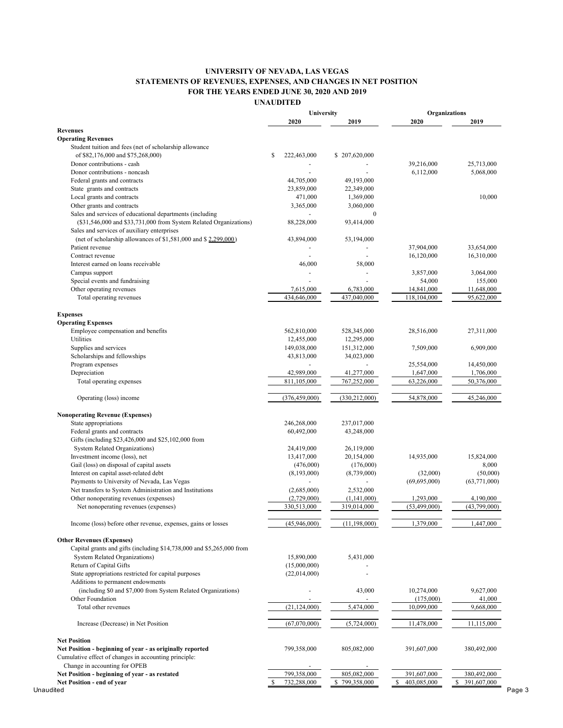# UNIVERSITY OF NEVADA, LAS VEGAS
## STATEMENTS OF REVENUES, EXPENSES, AND CHANGES IN NET POSITION
### FOR THE YEARS ENDED JUNE 30, 2020 AND 2019
### UNAUDITED

| | University | | Organizations | |
|---|---|---|---|---|
| | 2020 | 2019 | 2020 | 2019 |
| **Revenues** | | | | |
| **Operating Revenues** | | | | |
| Student tuition and fees (net of scholarship allowance of $82,176,000 and $75,268,000) | $ 222,463,000 | $ 207,620,000 | | |
| Donor contributions - cash | - | - | 39,216,000 | 25,713,000 |
| Donor contributions - noncash | - | - | 6,112,000 | 5,068,000 |
| Federal grants and contracts | 44,705,000 | 49,193,000 | | |
| State grants and contracts | 23,859,000 | 22,349,000 | | |
| Local grants and contracts | 471,000 | 1,369,000 | | 10,000 |
| Other grants and contracts | 3,365,000 | 3,060,000 | | |
| Sales and services of educational departments (including | - | 0 | | |
| ($31,546,000 and $33,731,000 from System Related Organizations) | 88,228,000 | 93,414,000 | | |
| Sales and services of auxiliary enterprises | | | | |
| (net of scholarship allowances of $1,581,000 and $ 2,299,000) | 43,894,000 | 53,194,000 | | |
| Patient revenue | - | - | 37,904,000 | 33,654,000 |
| Contract revenue | - | - | 16,120,000 | 16,310,000 |
| Interest earned on loans receivable | 46,000 | 58,000 | | |
| Campus support | - | - | 3,857,000 | 3,064,000 |
| Special events and fundraising | - | - | 54,000 | 155,000 |
| Other operating revenues | 7,615,000 | 6,783,000 | 14,841,000 | 11,648,000 |
| Total operating revenues | 434,646,000 | 437,040,000 | 118,104,000 | 95,622,000 |
| **Expenses** | | | | |
| **Operating Expenses** | | | | |
| Employee compensation and benefits | 562,810,000 | 528,345,000 | 28,516,000 | 27,311,000 |
| Utilities | 12,455,000 | 12,295,000 | | |
| Supplies and services | 149,038,000 | 151,312,000 | 7,509,000 | 6,909,000 |
| Scholarships and fellowships | 43,813,000 | 34,023,000 | | |
| Program expenses | - | - | 25,554,000 | 14,450,000 |
| Depreciation | 42,989,000 | 41,277,000 | 1,647,000 | 1,706,000 |
| Total operating expenses | 811,105,000 | 767,252,000 | 63,226,000 | 50,376,000 |
| Operating (loss) income | (376,459,000) | (330,212,000) | 54,878,000 | 45,246,000 |
| **Nonoperating Revenue (Expenses)** | | | | |
| State appropriations | 246,268,000 | 237,017,000 | | |
| Federal grants and contracts | 60,492,000 | 43,248,000 | | |
| Gifts (including $23,426,000 and $25,102,000 from System Related Organizations) | 24,419,000 | 26,119,000 | | |
| Investment income (loss), net | 13,417,000 | 20,154,000 | 14,935,000 | 15,824,000 |
| Gail (loss) on disposal of capital assets | (476,000) | (176,000) | | 8,000 |
| Interest on capital asset-related debt | (8,193,000) | (8,739,000) | (32,000) | (50,000) |
| Payments to University of Nevada, Las Vegas | - | - | (69,695,000) | (63,771,000) |
| Net transfers to System Administration and Institutions | (2,685,000) | 2,532,000 | | |
| Other nonoperating revenues (expenses) | (2,729,000) | (1,141,000) | 1,293,000 | 4,190,000 |
| Net nonoperating revenues (expenses) | 330,513,000 | 319,014,000 | (53,499,000) | (43,799,000) |
| Income (loss) before other revenue, expenses, gains or losses | (45,946,000) | (11,198,000) | 1,379,000 | 1,447,000 |
| **Other Revenues (Expenses)** | | | | |
| Capital grants and gifts (including $14,738,000 and $5,265,000 from System Related Organizations) | 15,890,000 | 5,431,000 | | |
| Return of Capital Gifts | (15,000,000) | - | | |
| State appropriations restricted for capital purposes | (22,014,000) | - | | |
| Additions to permanent endowments (including $0 and $7,000 from System Related Organizations) | - | 43,000 | 10,274,000 | 9,627,000 |
| Other Foundation | - | - | (175,000) | 41,000 |
| Total other revenues | (21,124,000) | 5,474,000 | 10,099,000 | 9,668,000 |
| Increase (Decrease) in Net Position | (67,070,000) | (5,724,000) | 11,478,000 | 11,115,000 |
| **Net Position** | | | | |
| **Net Position - beginning of year - as originally reported** | 799,358,000 | 805,082,000 | 391,607,000 | 380,492,000 |
| Cumulative effect of changes in accounting principle: | | | | |
| Change in accounting for OPEB | - | - | | |
| **Net Position - beginning of year - as restated** | 799,358,000 | 805,082,000 | 391,607,000 | 380,492,000 |
| **Net Position - end of year** | $ 732,288,000 | $ 799,358,000 | $ 403,085,000 | $ 391,607,000 |

Unaudited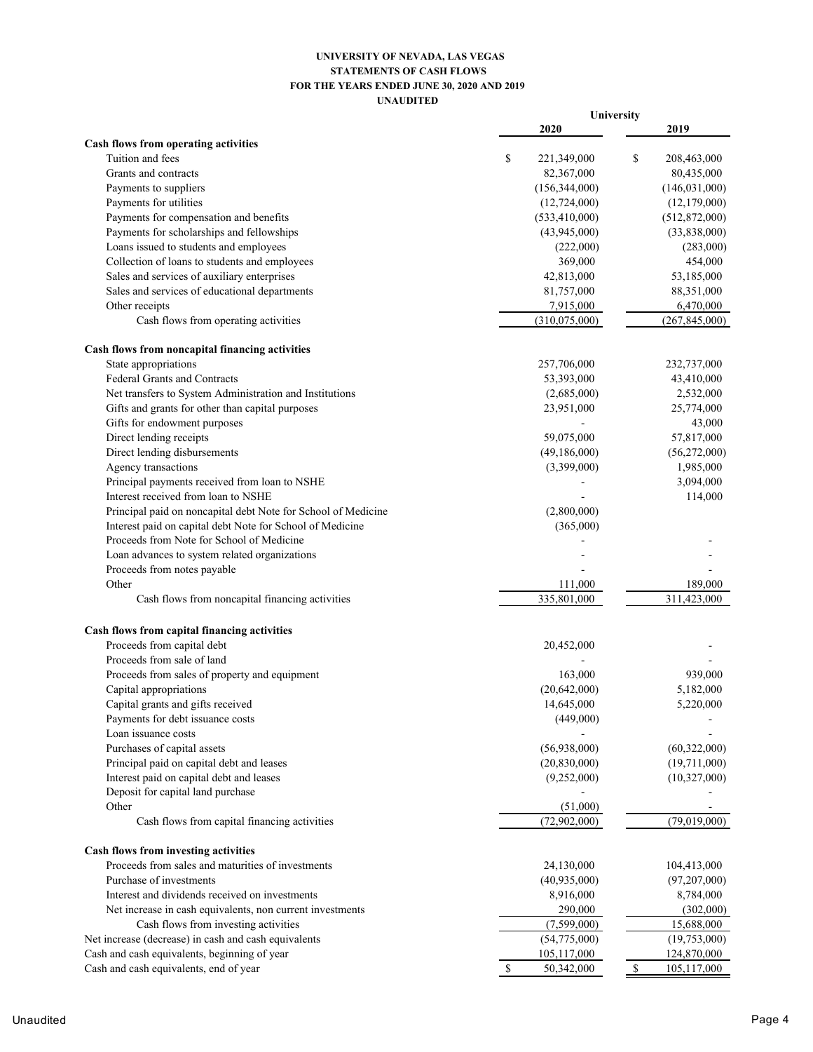**UNIVERSITY OF NEVADA, LAS VEGAS**
**STATEMENTS OF CASH FLOWS**
**FOR THE YEARS ENDED JUNE 30, 2020 AND 2019**
**UNAUDITED**

| | University | |
|---|---|---|
| | **2020** | **2019** |
| **Cash flows from operating activities** | | |
| Tuition and fees | $ 221,349,000 | $ 208,463,000 |
| Grants and contracts | 82,367,000 | 80,435,000 |
| Payments to suppliers | (156,344,000) | (146,031,000) |
| Payments for utilities | (12,724,000) | (12,179,000) |
| Payments for compensation and benefits | (533,410,000) | (512,872,000) |
| Payments for scholarships and fellowships | (43,945,000) | (33,838,000) |
| Loans issued to students and employees | (222,000) | (283,000) |
| Collection of loans to students and employees | 369,000 | 454,000 |
| Sales and services of auxiliary enterprises | 42,813,000 | 53,185,000 |
| Sales and services of educational departments | 81,757,000 | 88,351,000 |
| Other receipts | 7,915,000 | 6,470,000 |
| Cash flows from operating activities | (310,075,000) | (267,845,000) |
| **Cash flows from noncapital financing activities** | | |
| State appropriations | 257,706,000 | 232,737,000 |
| Federal Grants and Contracts | 53,393,000 | 43,410,000 |
| Net transfers to System Administration and Institutions | (2,685,000) | 2,532,000 |
| Gifts and grants for other than capital purposes | 23,951,000 | 25,774,000 |
| Gifts for endowment purposes | - | 43,000 |
| Direct lending receipts | 59,075,000 | 57,817,000 |
| Direct lending disbursements | (49,186,000) | (56,272,000) |
| Agency transactions | (3,399,000) | 1,985,000 |
| Principal payments received from loan to NSHE | - | 3,094,000 |
| Interest received from loan to NSHE | - | 114,000 |
| Principal paid on noncapital debt Note for School of Medicine | (2,800,000) | |
| Interest paid on capital debt Note for School of Medicine | (365,000) | |
| Proceeds from Note for School of Medicine | - | - |
| Loan advances to system related organizations | - | - |
| Proceeds from notes payable | - | - |
| Other | 111,000 | 189,000 |
| Cash flows from noncapital financing activities | 335,801,000 | 311,423,000 |
| **Cash flows from capital financing activities** | | |
| Proceeds from capital debt | 20,452,000 | - |
| Proceeds from sale of land | - | - |
| Proceeds from sales of property and equipment | 163,000 | 939,000 |
| Capital appropriations | (20,642,000) | 5,182,000 |
| Capital grants and gifts received | 14,645,000 | 5,220,000 |
| Payments for debt issuance costs | (449,000) | - |
| Loan issuance costs | - | - |
| Purchases of capital assets | (56,938,000) | (60,322,000) |
| Principal paid on capital debt and leases | (20,830,000) | (19,711,000) |
| Interest paid on capital debt and leases | (9,252,000) | (10,327,000) |
| Deposit for capital land purchase | - | - |
| Other | (51,000) | - |
| Cash flows from capital financing activities | (72,902,000) | (79,019,000) |
| **Cash flows from investing activities** | | |
| Proceeds from sales and maturities of investments | 24,130,000 | 104,413,000 |
| Purchase of investments | (40,935,000) | (97,207,000) |
| Interest and dividends received on investments | 8,916,000 | 8,784,000 |
| Net increase in cash equivalents, non current investments | 290,000 | (302,000) |
| Cash flows from investing activities | (7,599,000) | 15,688,000 |
| Net increase (decrease) in cash and cash equivalents | (54,775,000) | (19,753,000) |
| Cash and cash equivalents, beginning of year | 105,117,000 | 124,870,000 |
| Cash and cash equivalents, end of year | $ 50,342,000 | $ 105,117,000 |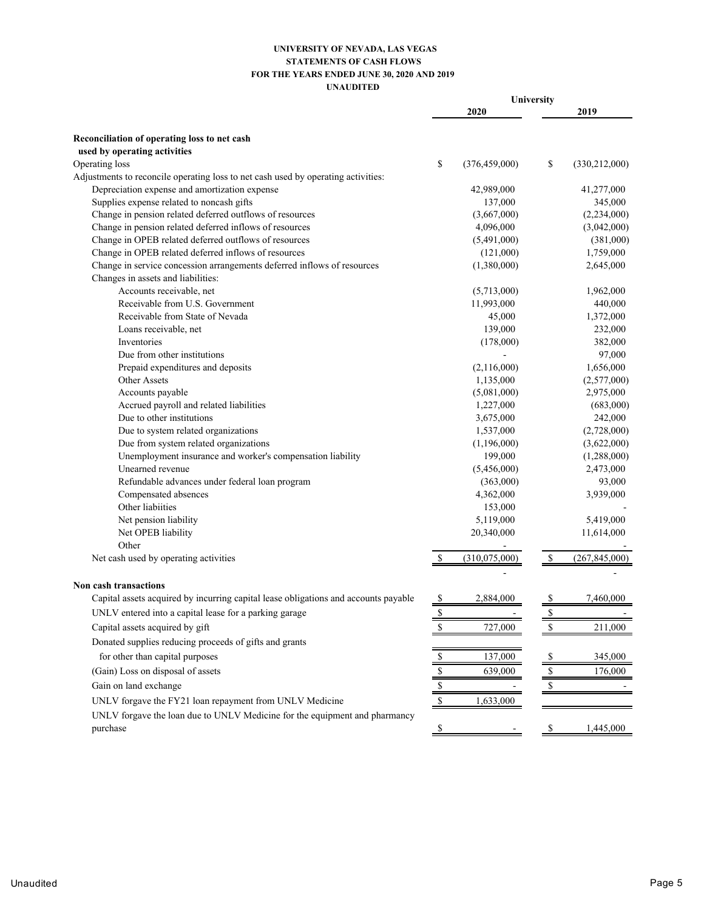**UNIVERSITY OF NEVADA, LAS VEGAS**
**STATEMENTS OF CASH FLOWS**
**FOR THE YEARS ENDED JUNE 30, 2020 AND 2019**
**UNAUDITED**

| | University | |
|---|---|---|
| | 2020 | 2019 |
| **Reconciliation of operating loss to net cash used by operating activities** | | |
| Operating loss | $ (376,459,000) | $ (330,212,000) |
| Adjustments to reconcile operating loss to net cash used by operating activities: | | |
| Depreciation expense and amortization expense | 42,989,000 | 41,277,000 |
| Supplies expense related to noncash gifts | 137,000 | 345,000 |
| Change in pension related deferred outflows of resources | (3,667,000) | (2,234,000) |
| Change in pension related deferred inflows of resources | 4,096,000 | (3,042,000) |
| Change in OPEB related deferred outflows of resources | (5,491,000) | (381,000) |
| Change in OPEB related deferred inflows of resources | (121,000) | 1,759,000 |
| Change in service concession arrangements deferred inflows of resources | (1,380,000) | 2,645,000 |
| Changes in assets and liabilities: | | |
| Accounts receivable, net | (5,713,000) | 1,962,000 |
| Receivable from U.S. Government | 11,993,000 | 440,000 |
| Receivable from State of Nevada | 45,000 | 1,372,000 |
| Loans receivable, net | 139,000 | 232,000 |
| Inventories | (178,000) | 382,000 |
| Due from other institutions | - | 97,000 |
| Prepaid expenditures and deposits | (2,116,000) | 1,656,000 |
| Other Assets | 1,135,000 | (2,577,000) |
| Accounts payable | (5,081,000) | 2,975,000 |
| Accrued payroll and related liabilities | 1,227,000 | (683,000) |
| Due to other institutions | 3,675,000 | 242,000 |
| Due to system related organizations | 1,537,000 | (2,728,000) |
| Due from system related organizations | (1,196,000) | (3,622,000) |
| Unemployment insurance and worker's compensation liability | 199,000 | (1,288,000) |
| Unearned revenue | (5,456,000) | 2,473,000 |
| Refundable advances under federal loan program | (363,000) | 93,000 |
| Compensated absences | 4,362,000 | 3,939,000 |
| Other liabiities | 153,000 | - |
| Net pension liability | 5,119,000 | 5,419,000 |
| Net OPEB liability | 20,340,000 | 11,614,000 |
| Other | - | - |
| Net cash used by operating activities | $ (310,075,000) | $ (267,845,000) |
| | - | - |
| **Non cash transactions** | | |
| Capital assets acquired by incurring capital lease obligations and accounts payable | $ 2,884,000 | $ 7,460,000 |
| UNLV entered into a capital lease for a parking garage | $ - | $ - |
| Capital assets acquired by gift | $ 727,000 | $ 211,000 |
| Donated supplies reducing proceeds of gifts and grants for other than capital purposes | $ 137,000 | $ 345,000 |
| (Gain) Loss on disposal of assets | $ 639,000 | $ 176,000 |
| Gain on land exchange | $ - | $ - |
| UNLV forgave the FY21 loan repayment from UNLV Medicine | $ 1,633,000 | |
| UNLV forgave the loan due to UNLV Medicine for the equipment and pharmancy purchase | $ - | $ 1,445,000 |